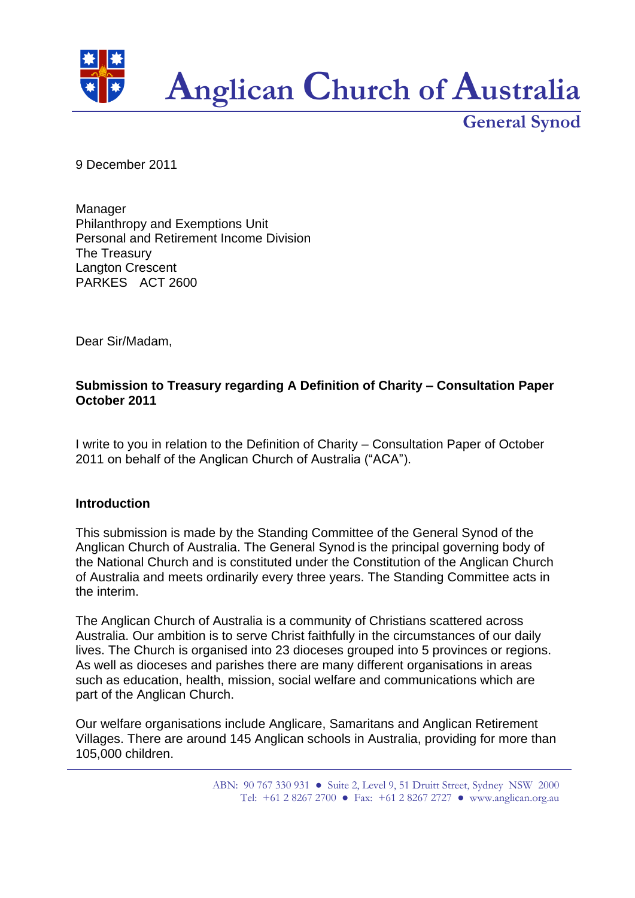# Anglican Church of Australia

## General Synod

9 December 2011

Manager
Philanthropy and Exemptions Unit
Personal and Retirement Income Division
The Treasury
Langton Crescent
PARKES ACT 2600

Dear Sir/Madam,

**Submission to Treasury regarding A Definition of Charity – Consultation Paper October 2011**

I write to you in relation to the Definition of Charity – Consultation Paper of October 2011 on behalf of the Anglican Church of Australia ("ACA").

**Introduction**

This submission is made by the Standing Committee of the General Synod of the Anglican Church of Australia. The General Synod is the principal governing body of the National Church and is constituted under the Constitution of the Anglican Church of Australia and meets ordinarily every three years. The Standing Committee acts in the interim.

The Anglican Church of Australia is a community of Christians scattered across Australia. Our ambition is to serve Christ faithfully in the circumstances of our daily lives. The Church is organised into 23 dioceses grouped into 5 provinces or regions. As well as dioceses and parishes there are many different organisations in areas such as education, health, mission, social welfare and communications which are part of the Anglican Church.

Our welfare organisations include Anglicare, Samaritans and Anglican Retirement Villages. There are around 145 Anglican schools in Australia, providing for more than 105,000 children.

ABN: 90 767 330 931 ● Suite 2, Level 9, 51 Druitt Street, Sydney NSW 2000
Tel: +61 2 8267 2700 ● Fax: +61 2 8267 2727 ● www.anglican.org.au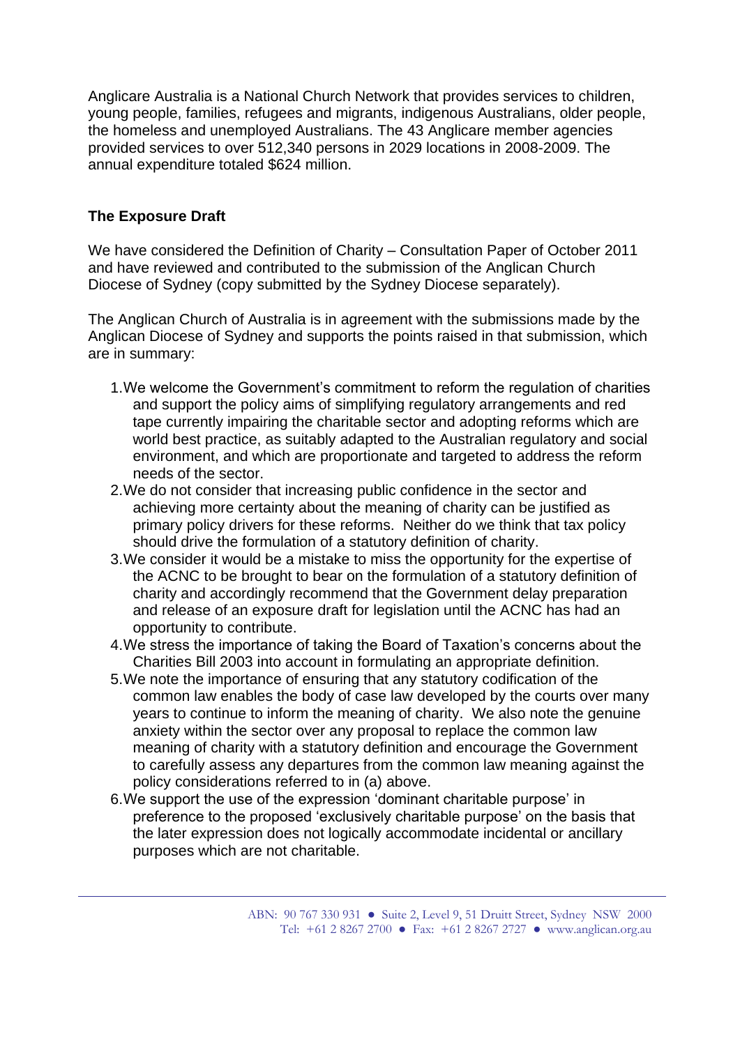Anglicare Australia is a National Church Network that provides services to children, young people, families, refugees and migrants, indigenous Australians, older people, the homeless and unemployed Australians. The 43 Anglicare member agencies provided services to over 512,340 persons in 2029 locations in 2008-2009. The annual expenditure totaled $624 million.

**The Exposure Draft**

We have considered the Definition of Charity – Consultation Paper of October 2011 and have reviewed and contributed to the submission of the Anglican Church Diocese of Sydney (copy submitted by the Sydney Diocese separately).

The Anglican Church of Australia is in agreement with the submissions made by the Anglican Diocese of Sydney and supports the points raised in that submission, which are in summary:

1. We welcome the Government's commitment to reform the regulation of charities and support the policy aims of simplifying regulatory arrangements and red tape currently impairing the charitable sector and adopting reforms which are world best practice, as suitably adapted to the Australian regulatory and social environment, and which are proportionate and targeted to address the reform needs of the sector.
2. We do not consider that increasing public confidence in the sector and achieving more certainty about the meaning of charity can be justified as primary policy drivers for these reforms. Neither do we think that tax policy should drive the formulation of a statutory definition of charity.
3. We consider it would be a mistake to miss the opportunity for the expertise of the ACNC to be brought to bear on the formulation of a statutory definition of charity and accordingly recommend that the Government delay preparation and release of an exposure draft for legislation until the ACNC has had an opportunity to contribute.
4. We stress the importance of taking the Board of Taxation's concerns about the Charities Bill 2003 into account in formulating an appropriate definition.
5. We note the importance of ensuring that any statutory codification of the common law enables the body of case law developed by the courts over many years to continue to inform the meaning of charity. We also note the genuine anxiety within the sector over any proposal to replace the common law meaning of charity with a statutory definition and encourage the Government to carefully assess any departures from the common law meaning against the policy considerations referred to in (a) above.
6. We support the use of the expression 'dominant charitable purpose' in preference to the proposed 'exclusively charitable purpose' on the basis that the later expression does not logically accommodate incidental or ancillary purposes which are not charitable.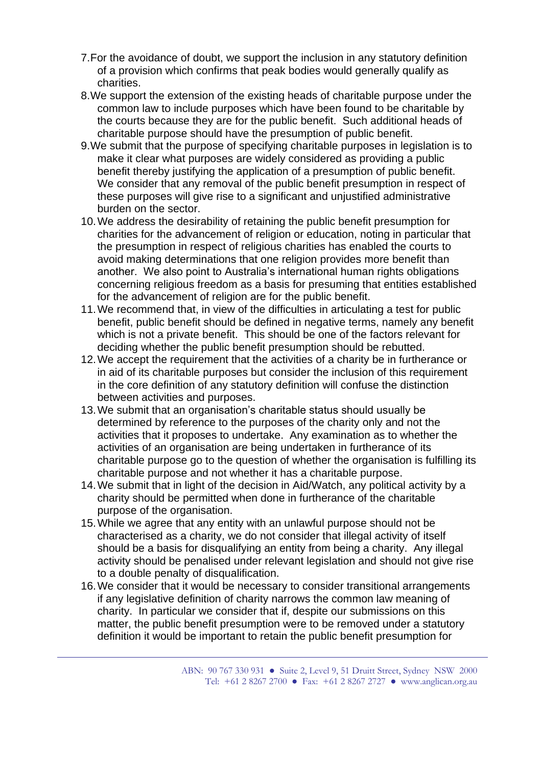7. For the avoidance of doubt, we support the inclusion in any statutory definition of a provision which confirms that peak bodies would generally qualify as charities.
8. We support the extension of the existing heads of charitable purpose under the common law to include purposes which have been found to be charitable by the courts because they are for the public benefit. Such additional heads of charitable purpose should have the presumption of public benefit.
9. We submit that the purpose of specifying charitable purposes in legislation is to make it clear what purposes are widely considered as providing a public benefit thereby justifying the application of a presumption of public benefit. We consider that any removal of the public benefit presumption in respect of these purposes will give rise to a significant and unjustified administrative burden on the sector.
10. We address the desirability of retaining the public benefit presumption for charities for the advancement of religion or education, noting in particular that the presumption in respect of religious charities has enabled the courts to avoid making determinations that one religion provides more benefit than another. We also point to Australia's international human rights obligations concerning religious freedom as a basis for presuming that entities established for the advancement of religion are for the public benefit.
11. We recommend that, in view of the difficulties in articulating a test for public benefit, public benefit should be defined in negative terms, namely any benefit which is not a private benefit. This should be one of the factors relevant for deciding whether the public benefit presumption should be rebutted.
12. We accept the requirement that the activities of a charity be in furtherance or in aid of its charitable purposes but consider the inclusion of this requirement in the core definition of any statutory definition will confuse the distinction between activities and purposes.
13. We submit that an organisation's charitable status should usually be determined by reference to the purposes of the charity only and not the activities that it proposes to undertake. Any examination as to whether the activities of an organisation are being undertaken in furtherance of its charitable purpose go to the question of whether the organisation is fulfilling its charitable purpose and not whether it has a charitable purpose.
14. We submit that in light of the decision in Aid/Watch, any political activity by a charity should be permitted when done in furtherance of the charitable purpose of the organisation.
15. While we agree that any entity with an unlawful purpose should not be characterised as a charity, we do not consider that illegal activity of itself should be a basis for disqualifying an entity from being a charity. Any illegal activity should be penalised under relevant legislation and should not give rise to a double penalty of disqualification.
16. We consider that it would be necessary to consider transitional arrangements if any legislative definition of charity narrows the common law meaning of charity. In particular we consider that if, despite our submissions on this matter, the public benefit presumption were to be removed under a statutory definition it would be important to retain the public benefit presumption for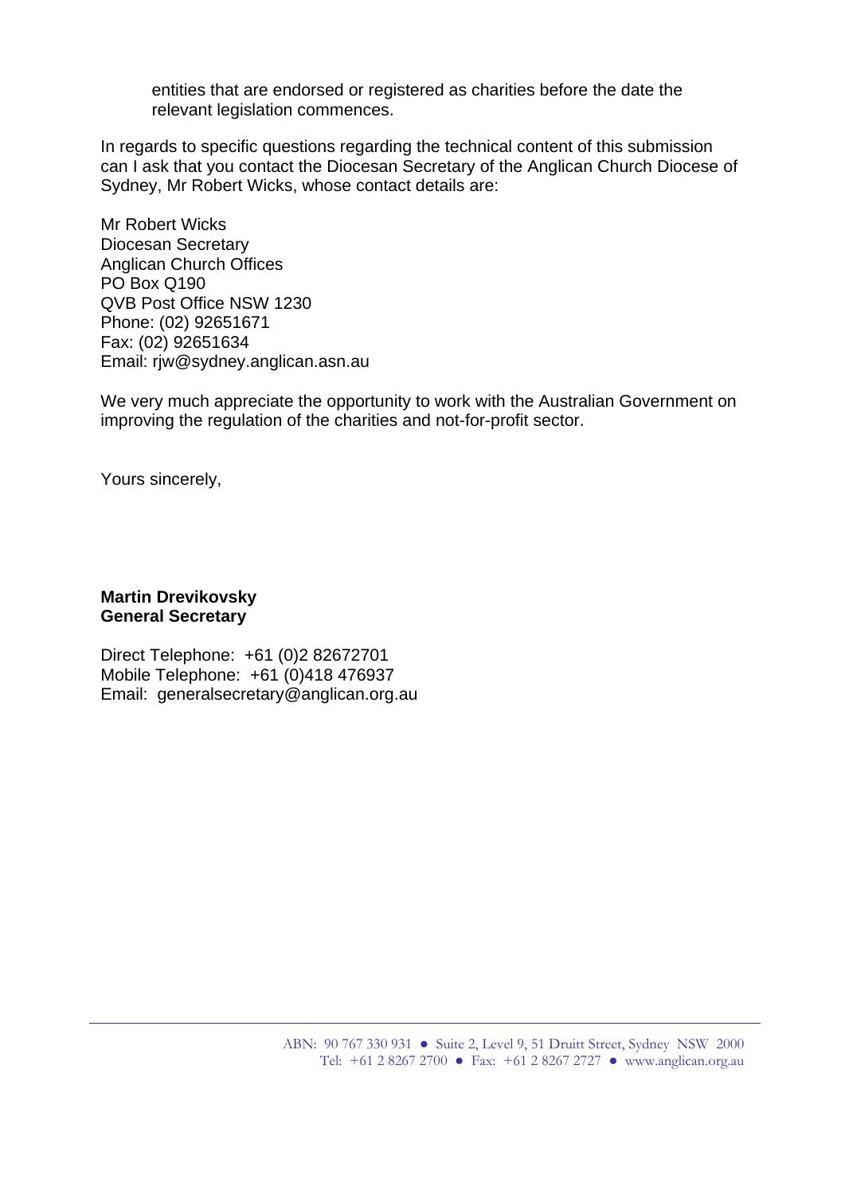entities that are endorsed or registered as charities before the date the relevant legislation commences.

In regards to specific questions regarding the technical content of this submission can I ask that you contact the Diocesan Secretary of the Anglican Church Diocese of Sydney, Mr Robert Wicks, whose contact details are:

Mr Robert Wicks
Diocesan Secretary
Anglican Church Offices
PO Box Q190
QVB Post Office NSW 1230
Phone: (02) 92651671
Fax: (02) 92651634
Email: rjw@sydney.anglican.asn.au

We very much appreciate the opportunity to work with the Australian Government on improving the regulation of the charities and not-for-profit sector.

Yours sincerely,

**Martin Drevikovsky**
**General Secretary**

Direct Telephone: +61 (0)2 82672701
Mobile Telephone: +61 (0)418 476937
Email: generalsecretary@anglican.org.au

ABN: 90 767 330 931 ● Suite 2, Level 9, 51 Druitt Street, Sydney NSW 2000
Tel: +61 2 8267 2700 ● Fax: +61 2 8267 2727 ● www.anglican.org.au